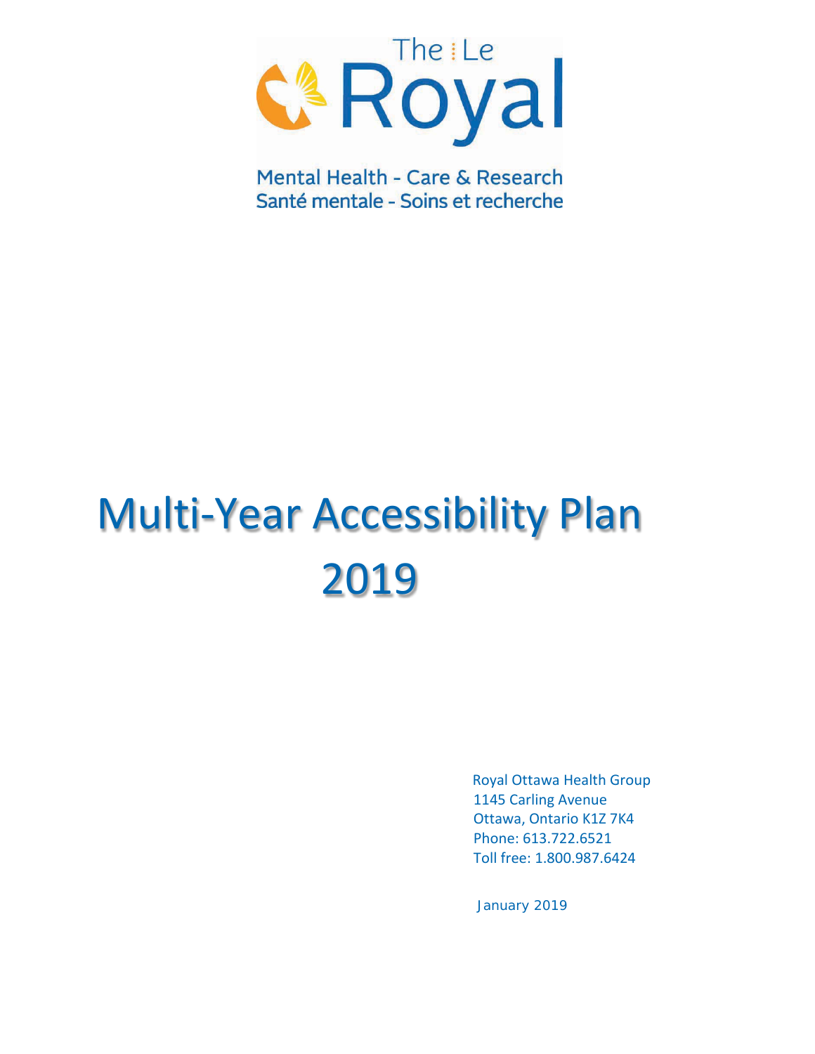The | Le Royal

Mental Health - Care & Research
Santé mentale - Soins et recherche

# Multi-Year Accessibility Plan 2019

Royal Ottawa Health Group
1145 Carling Avenue
Ottawa, Ontario K1Z 7K4
Phone: 613.722.6521
Toll free: 1.800.987.6424

January 2019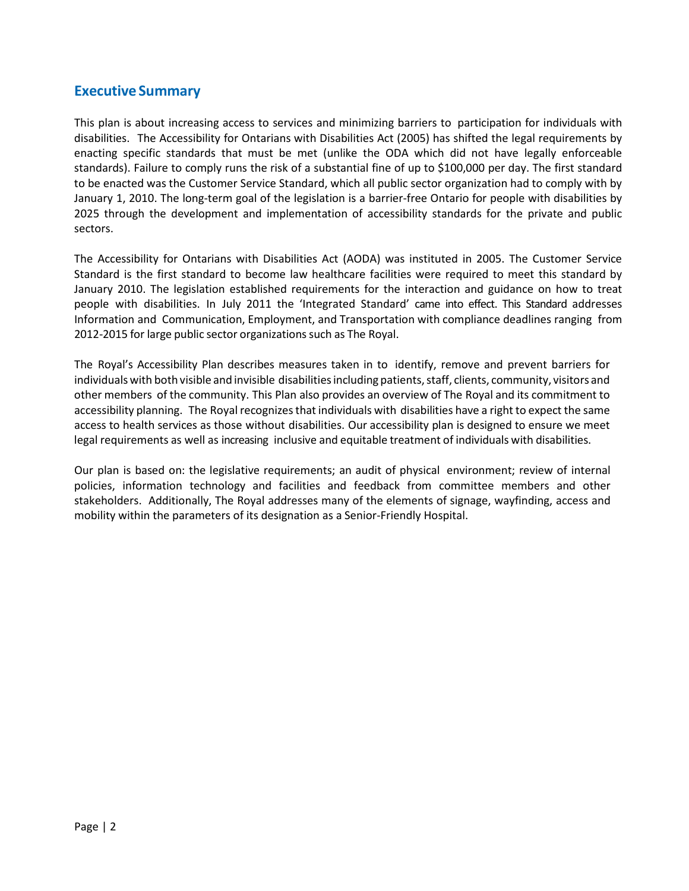## Executive Summary

This plan is about increasing access to services and minimizing barriers to participation for individuals with disabilities. The Accessibility for Ontarians with Disabilities Act (2005) has shifted the legal requirements by enacting specific standards that must be met (unlike the ODA which did not have legally enforceable standards). Failure to comply runs the risk of a substantial fine of up to $100,000 per day. The first standard to be enacted was the Customer Service Standard, which all public sector organization had to comply with by January 1, 2010. The long-term goal of the legislation is a barrier-free Ontario for people with disabilities by 2025 through the development and implementation of accessibility standards for the private and public sectors.

The Accessibility for Ontarians with Disabilities Act (AODA) was instituted in 2005. The Customer Service Standard is the first standard to become law healthcare facilities were required to meet this standard by January 2010. The legislation established requirements for the interaction and guidance on how to treat people with disabilities. In July 2011 the 'Integrated Standard' came into effect. This Standard addresses Information and Communication, Employment, and Transportation with compliance deadlines ranging from 2012-2015 for large public sector organizations such as The Royal.

The Royal's Accessibility Plan describes measures taken in to identify, remove and prevent barriers for individuals with both visible and invisible disabilities including patients, staff, clients, community, visitors and other members of the community. This Plan also provides an overview of The Royal and its commitment to accessibility planning. The Royal recognizes that individuals with disabilities have a right to expect the same access to health services as those without disabilities. Our accessibility plan is designed to ensure we meet legal requirements as well as increasing inclusive and equitable treatment of individuals with disabilities.

Our plan is based on: the legislative requirements; an audit of physical environment; review of internal policies, information technology and facilities and feedback from committee members and other stakeholders. Additionally, The Royal addresses many of the elements of signage, wayfinding, access and mobility within the parameters of its designation as a Senior-Friendly Hospital.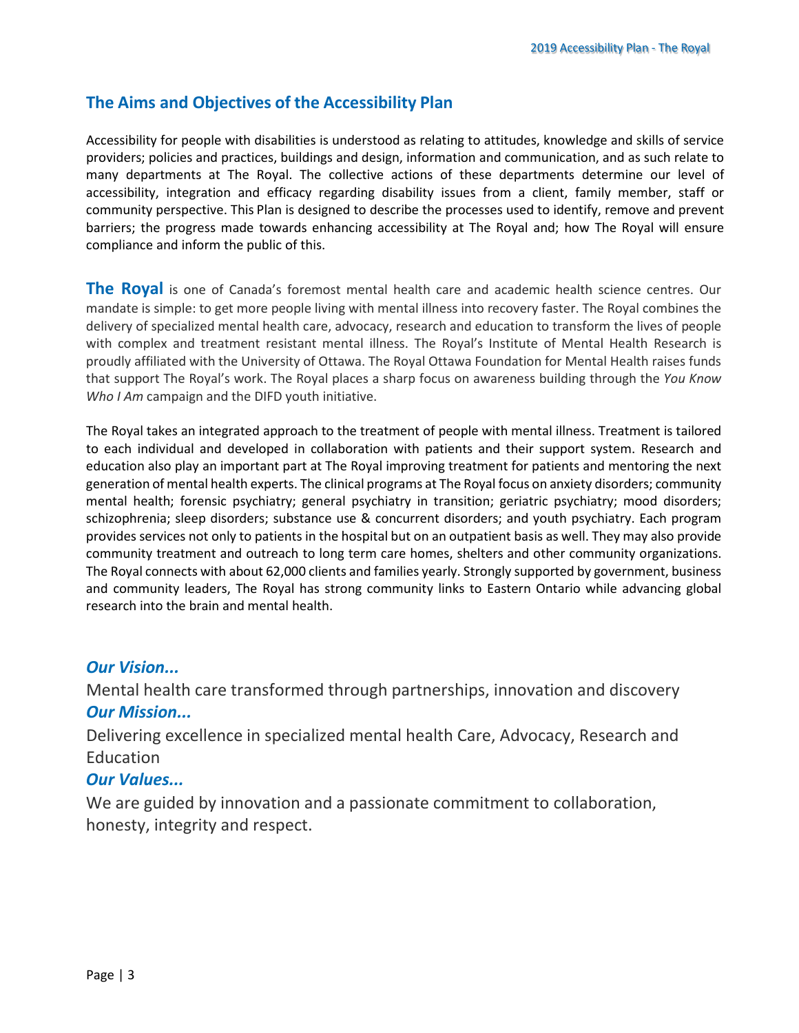## The Aims and Objectives of the Accessibility Plan

Accessibility for people with disabilities is understood as relating to attitudes, knowledge and skills of service providers; policies and practices, buildings and design, information and communication, and as such relate to many departments at The Royal. The collective actions of these departments determine our level of accessibility, integration and efficacy regarding disability issues from a client, family member, staff or community perspective. This Plan is designed to describe the processes used to identify, remove and prevent barriers; the progress made towards enhancing accessibility at The Royal and; how The Royal will ensure compliance and inform the public of this.

**The Royal** is one of Canada's foremost mental health care and academic health science centres. Our mandate is simple: to get more people living with mental illness into recovery faster. The Royal combines the delivery of specialized mental health care, advocacy, research and education to transform the lives of people with complex and treatment resistant mental illness. The Royal's Institute of Mental Health Research is proudly affiliated with the University of Ottawa. The Royal Ottawa Foundation for Mental Health raises funds that support The Royal's work. The Royal places a sharp focus on awareness building through the *You Know Who I Am* campaign and the DIFD youth initiative.

The Royal takes an integrated approach to the treatment of people with mental illness. Treatment is tailored to each individual and developed in collaboration with patients and their support system. Research and education also play an important part at The Royal improving treatment for patients and mentoring the next generation of mental health experts. The clinical programs at The Royal focus on anxiety disorders; community mental health; forensic psychiatry; general psychiatry in transition; geriatric psychiatry; mood disorders; schizophrenia; sleep disorders; substance use & concurrent disorders; and youth psychiatry. Each program provides services not only to patients in the hospital but on an outpatient basis as well. They may also provide community treatment and outreach to long term care homes, shelters and other community organizations. The Royal connects with about 62,000 clients and families yearly. Strongly supported by government, business and community leaders, The Royal has strong community links to Eastern Ontario while advancing global research into the brain and mental health.

### *Our Vision...*

Mental health care transformed through partnerships, innovation and discovery

### *Our Mission...*

Delivering excellence in specialized mental health Care, Advocacy, Research and Education

### *Our Values...*

We are guided by innovation and a passionate commitment to collaboration, honesty, integrity and respect.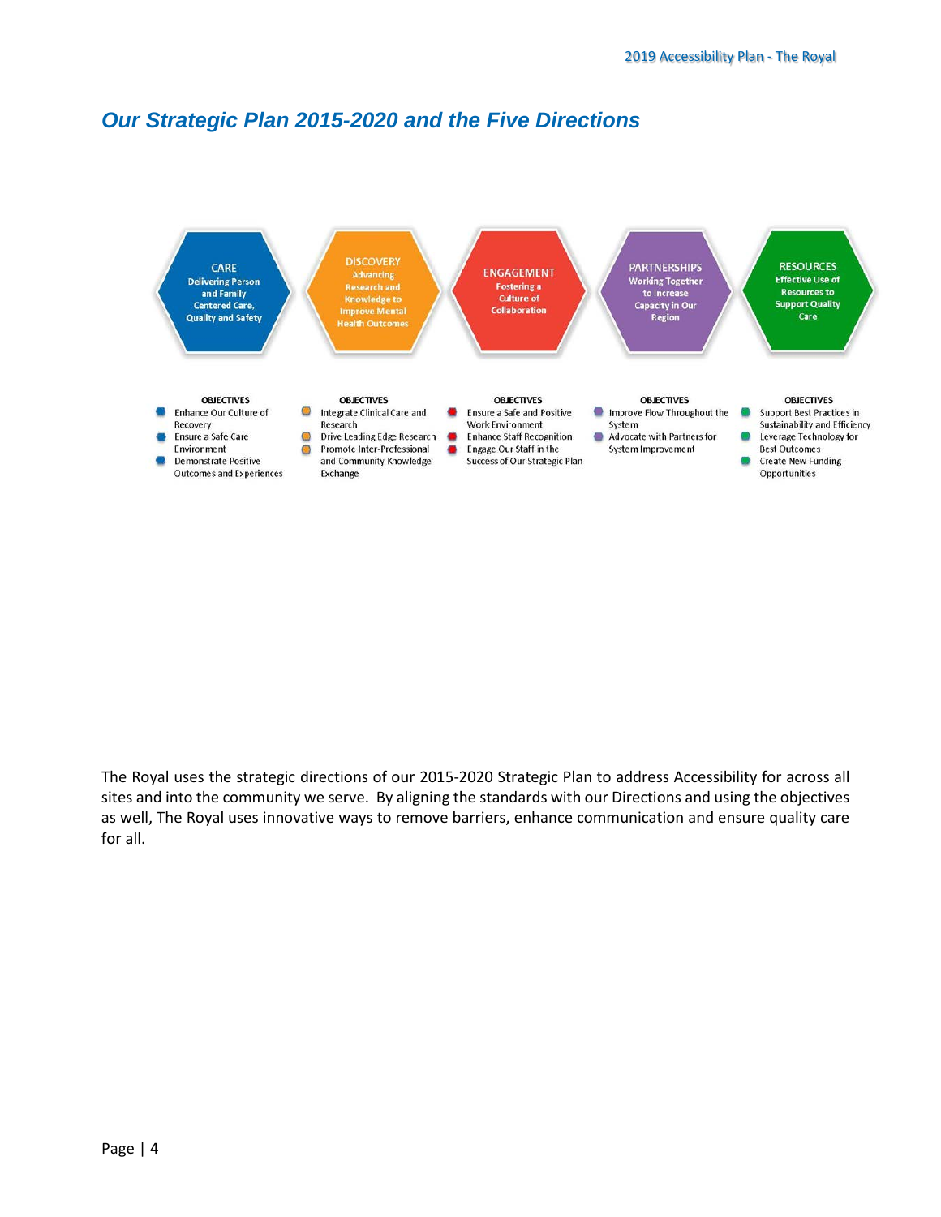## *Our Strategic Plan 2015-2020 and the Five Directions*

**CARE**
Delivering Person and Family Centered Care, Quality and Safety

OBJECTIVES
- Enhance Our Culture of Recovery
- Ensure a Safe Care Environment
- Demonstrate Positive Outcomes and Experiences

**DISCOVERY**
Advancing Research and Knowledge to Improve Mental Health Outcomes

OBJECTIVES
- Integrate Clinical Care and Research
- Drive Leading Edge Research
- Promote Inter-Professional and Community Knowledge Exchange

**ENGAGEMENT**
Fostering a Culture of Collaboration

OBJECTIVES
- Ensure a Safe and Positive Work Environment
- Enhance Staff Recognition
- Engage Our Staff in the Success of Our Strategic Plan

**PARTNERSHIPS**
Working Together to Increase Capacity in Our Region

OBJECTIVES
- Improve Flow Throughout the System
- Advocate with Partners for System Improvement

**RESOURCES**
Effective Use of Resources to Support Quality Care

OBJECTIVES
- Support Best Practices in Sustainability and Efficiency
- Leverage Technology for Best Outcomes
- Create New Funding Opportunities

The Royal uses the strategic directions of our 2015-2020 Strategic Plan to address Accessibility for across all sites and into the community we serve. By aligning the standards with our Directions and using the objectives as well, The Royal uses innovative ways to remove barriers, enhance communication and ensure quality care for all.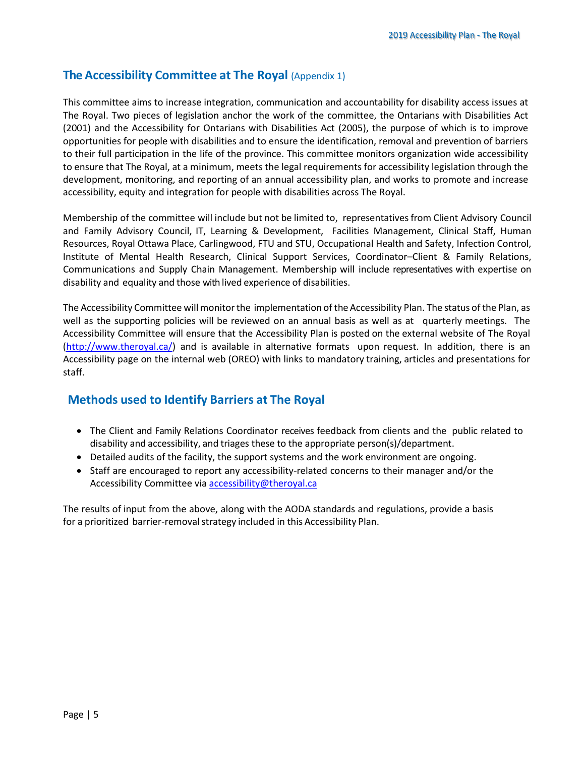## The Accessibility Committee at The Royal (Appendix 1)

This committee aims to increase integration, communication and accountability for disability access issues at The Royal. Two pieces of legislation anchor the work of the committee, the Ontarians with Disabilities Act (2001) and the Accessibility for Ontarians with Disabilities Act (2005), the purpose of which is to improve opportunities for people with disabilities and to ensure the identification, removal and prevention of barriers to their full participation in the life of the province. This committee monitors organization wide accessibility to ensure that The Royal, at a minimum, meets the legal requirements for accessibility legislation through the development, monitoring, and reporting of an annual accessibility plan, and works to promote and increase accessibility, equity and integration for people with disabilities across The Royal.

Membership of the committee will include but not be limited to, representatives from Client Advisory Council and Family Advisory Council, IT, Learning & Development, Facilities Management, Clinical Staff, Human Resources, Royal Ottawa Place, Carlingwood, FTU and STU, Occupational Health and Safety, Infection Control, Institute of Mental Health Research, Clinical Support Services, Coordinator–Client & Family Relations, Communications and Supply Chain Management. Membership will include representatives with expertise on disability and equality and those with lived experience of disabilities.

The Accessibility Committee will monitor the implementation of the Accessibility Plan. The status of the Plan, as well as the supporting policies will be reviewed on an annual basis as well as at quarterly meetings. The Accessibility Committee will ensure that the Accessibility Plan is posted on the external website of The Royal (http://www.theroyal.ca/) and is available in alternative formats upon request. In addition, there is an Accessibility page on the internal web (OREO) with links to mandatory training, articles and presentations for staff.

## Methods used to Identify Barriers at The Royal

- The Client and Family Relations Coordinator receives feedback from clients and the public related to disability and accessibility, and triages these to the appropriate person(s)/department.
- Detailed audits of the facility, the support systems and the work environment are ongoing.
- Staff are encouraged to report any accessibility-related concerns to their manager and/or the Accessibility Committee via accessibility@theroyal.ca

The results of input from the above, along with the AODA standards and regulations, provide a basis for a prioritized barrier-removal strategy included in this Accessibility Plan.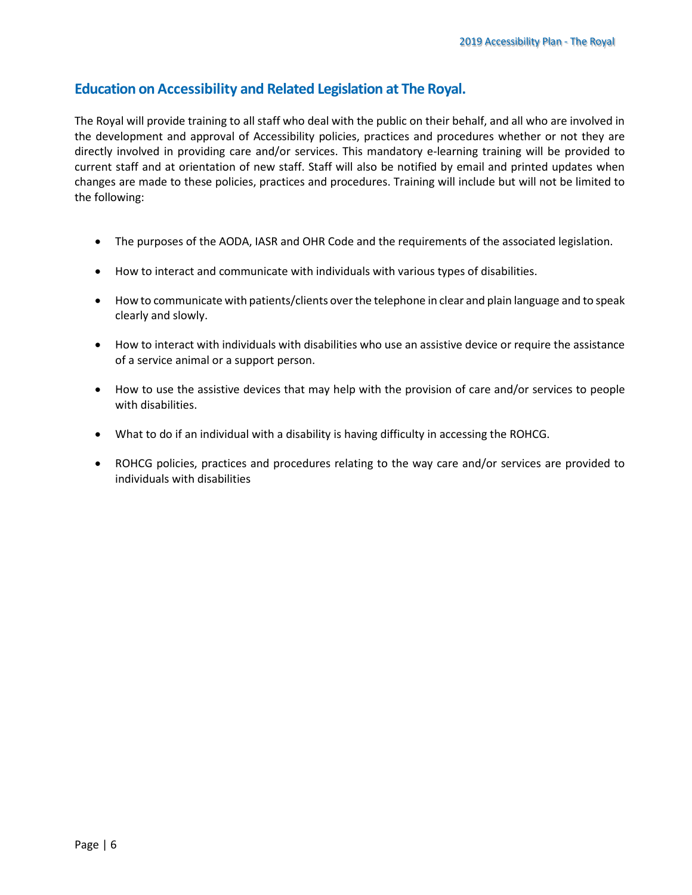## Education on Accessibility and Related Legislation at The Royal.

The Royal will provide training to all staff who deal with the public on their behalf, and all who are involved in the development and approval of Accessibility policies, practices and procedures whether or not they are directly involved in providing care and/or services. This mandatory e-learning training will be provided to current staff and at orientation of new staff. Staff will also be notified by email and printed updates when changes are made to these policies, practices and procedures. Training will include but will not be limited to the following:

- The purposes of the AODA, IASR and OHR Code and the requirements of the associated legislation.
- How to interact and communicate with individuals with various types of disabilities.
- How to communicate with patients/clients over the telephone in clear and plain language and to speak clearly and slowly.
- How to interact with individuals with disabilities who use an assistive device or require the assistance of a service animal or a support person.
- How to use the assistive devices that may help with the provision of care and/or services to people with disabilities.
- What to do if an individual with a disability is having difficulty in accessing the ROHCG.
- ROHCG policies, practices and procedures relating to the way care and/or services are provided to individuals with disabilities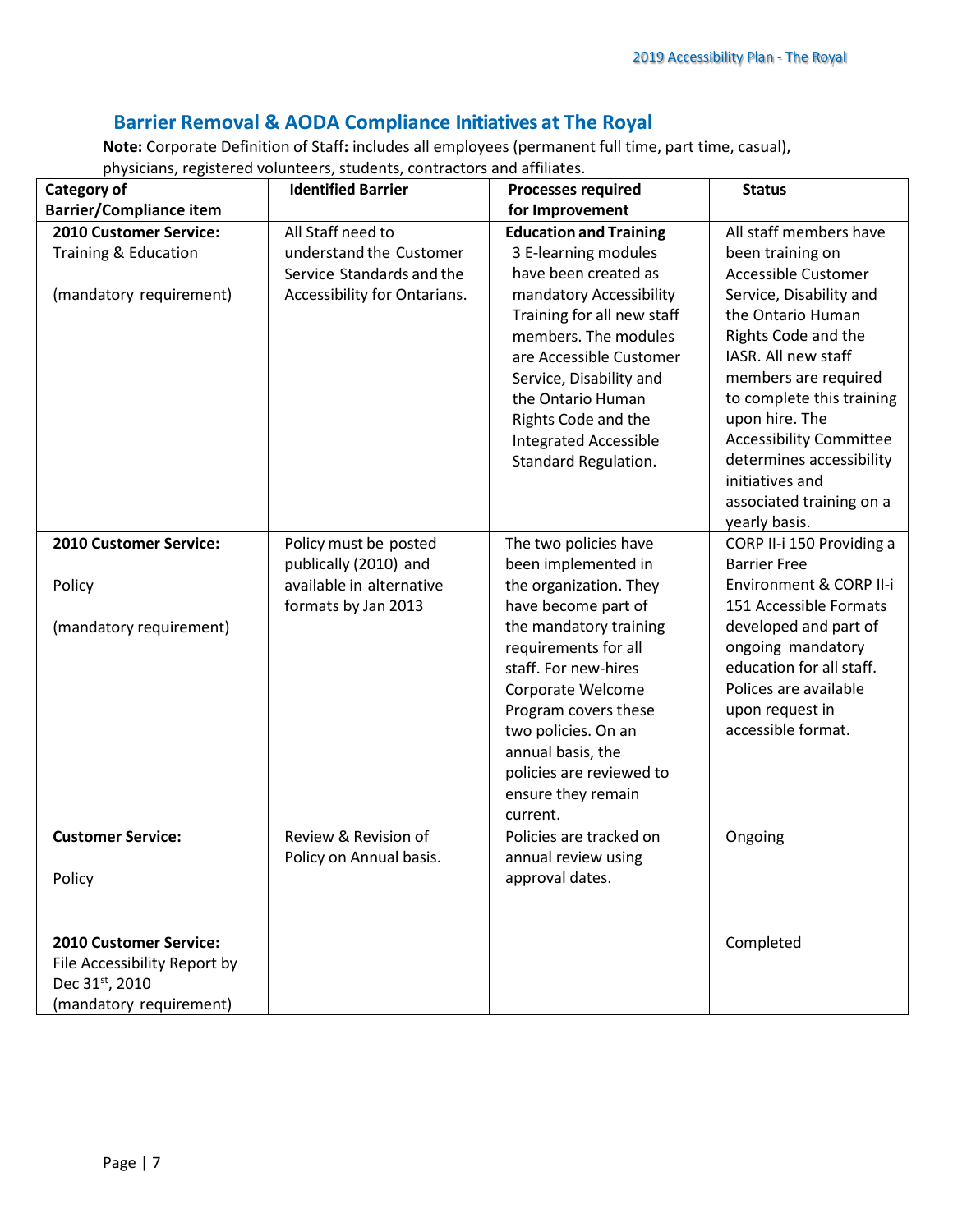## Barrier Removal & AODA Compliance Initiatives at The Royal

**Note:** Corporate Definition of Staff**:** includes all employees (permanent full time, part time, casual), physicians, registered volunteers, students, contractors and affiliates.

| Category of Barrier/Compliance item | Identified Barrier | Processes required for Improvement | Status |
|---|---|---|---|
| **2010 Customer Service:** Training & Education<br><br>(mandatory requirement) | All Staff need to understand the Customer Service Standards and the Accessibility for Ontarians. | **Education and Training** 3 E-learning modules have been created as mandatory Accessibility Training for all new staff members. The modules are Accessible Customer Service, Disability and the Ontario Human Rights Code and the Integrated Accessible Standard Regulation. | All staff members have been training on Accessible Customer Service, Disability and the Ontario Human Rights Code and the IASR. All new staff members are required to complete this training upon hire. The Accessibility Committee determines accessibility initiatives and associated training on a yearly basis. |
| **2010 Customer Service:**<br><br>Policy<br><br>(mandatory requirement) | Policy must be posted publically (2010) and available in alternative formats by Jan 2013 | The two policies have been implemented in the organization. They have become part of the mandatory training requirements for all staff. For new-hires Corporate Welcome Program covers these two policies. On an annual basis, the policies are reviewed to ensure they remain current. | CORP II-i 150 Providing a Barrier Free Environment & CORP II-i 151 Accessible Formats developed and part of ongoing mandatory education for all staff. Polices are available upon request in accessible format. |
| **Customer Service:**<br><br>Policy | Review & Revision of Policy on Annual basis. | Policies are tracked on annual review using approval dates. | Ongoing |
| **2010 Customer Service:** File Accessibility Report by Dec 31st, 2010 (mandatory requirement) | | | Completed |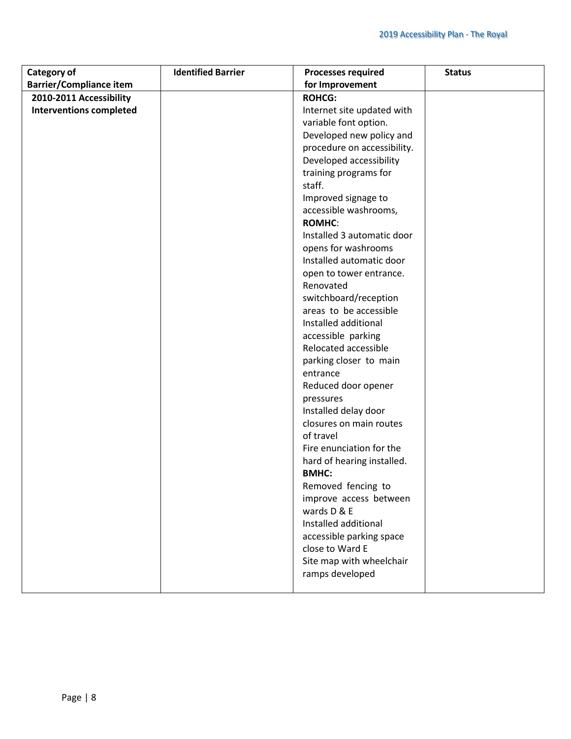| Category of Barrier/Compliance item | Identified Barrier | Processes required for Improvement | Status |
|---|---|---|---|
| **2010-2011 Accessibility Interventions completed** | | **ROHCG:**<br>Internet site updated with variable font option.<br>Developed new policy and procedure on accessibility.<br>Developed accessibility training programs for staff.<br>Improved signage to accessible washrooms,<br>**ROMHC**:<br>Installed 3 automatic door opens for washrooms<br>Installed automatic door open to tower entrance.<br>Renovated switchboard/reception areas to be accessible<br>Installed additional accessible parking<br>Relocated accessible parking closer to main entrance<br>Reduced door opener pressures<br>Installed delay door closures on main routes of travel<br>Fire enunciation for the hard of hearing installed.<br>**BMHC:**<br>Removed fencing to improve access between wards D & E<br>Installed additional accessible parking space close to Ward E<br>Site map with wheelchair ramps developed | |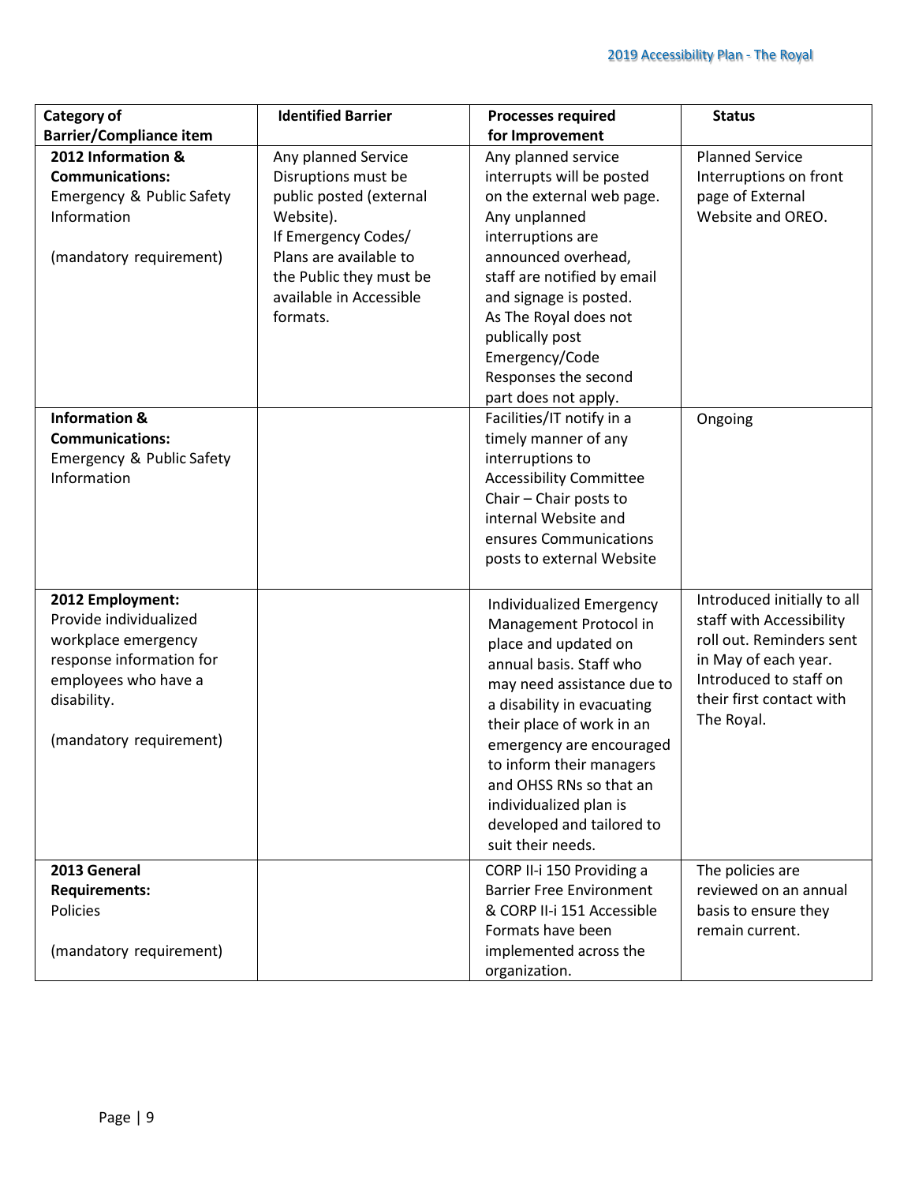| Category of Barrier/Compliance item | Identified Barrier | Processes required for Improvement | Status |
|---|---|---|---|
| **2012 Information & Communications:** Emergency & Public Safety Information<br><br>(mandatory requirement) | Any planned Service Disruptions must be public posted (external Website).<br>If Emergency Codes/ Plans are available to the Public they must be available in Accessible formats. | Any planned service interrupts will be posted on the external web page. Any unplanned interruptions are announced overhead, staff are notified by email and signage is posted.<br>As The Royal does not publically post Emergency/Code Responses the second part does not apply. | Planned Service Interruptions on front page of External Website and OREO. |
| **Information & Communications:** Emergency & Public Safety Information | | Facilities/IT notify in a timely manner of any interruptions to Accessibility Committee Chair – Chair posts to internal Website and ensures Communications posts to external Website | Ongoing |
| **2012 Employment:** Provide individualized workplace emergency response information for employees who have a disability.<br><br>(mandatory requirement) | | Individualized Emergency Management Protocol in place and updated on annual basis. Staff who may need assistance due to a disability in evacuating their place of work in an emergency are encouraged to inform their managers and OHSS RNs so that an individualized plan is developed and tailored to suit their needs. | Introduced initially to all staff with Accessibility roll out. Reminders sent in May of each year. Introduced to staff on their first contact with The Royal. |
| **2013 General Requirements:** Policies<br><br>(mandatory requirement) | | CORP II-i 150 Providing a Barrier Free Environment & CORP II-i 151 Accessible Formats have been implemented across the organization. | The policies are reviewed on an annual basis to ensure they remain current. |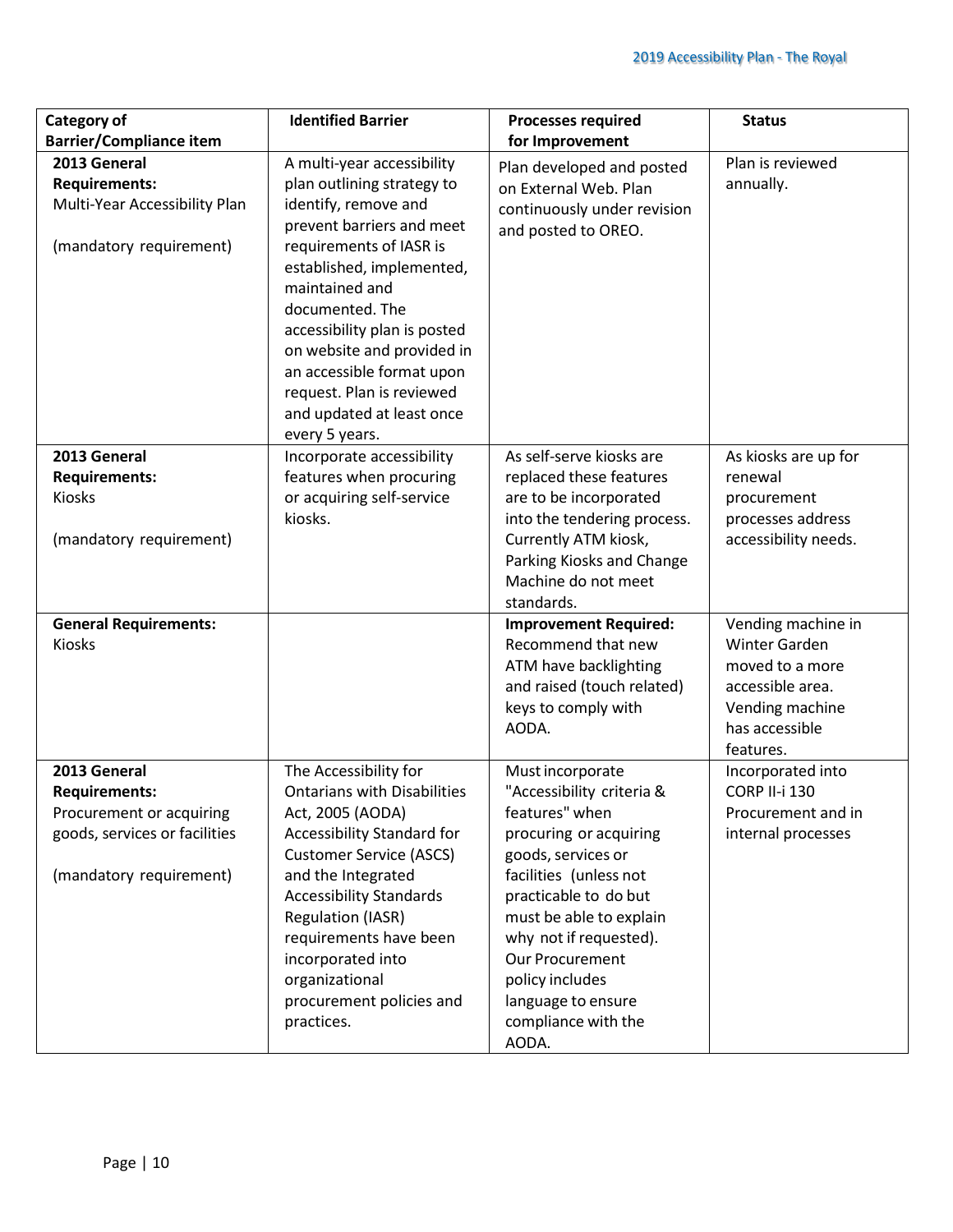| Category of Barrier/Compliance item | Identified Barrier | Processes required for Improvement | Status |
|---|---|---|---|
| **2013 General Requirements:** Multi-Year Accessibility Plan (mandatory requirement) | A multi-year accessibility plan outlining strategy to identify, remove and prevent barriers and meet requirements of IASR is established, implemented, maintained and documented. The accessibility plan is posted on website and provided in an accessible format upon request. Plan is reviewed and updated at least once every 5 years. | Plan developed and posted on External Web. Plan continuously under revision and posted to OREO. | Plan is reviewed annually. |
| **2013 General Requirements:** Kiosks (mandatory requirement) | Incorporate accessibility features when procuring or acquiring self-service kiosks. | As self-serve kiosks are replaced these features are to be incorporated into the tendering process. Currently ATM kiosk, Parking Kiosks and Change Machine do not meet standards. | As kiosks are up for renewal procurement processes address accessibility needs. |
| **General Requirements:** Kiosks | | **Improvement Required:** Recommend that new ATM have backlighting and raised (touch related) keys to comply with AODA. | Vending machine in Winter Garden moved to a more accessible area. Vending machine has accessible features. |
| **2013 General Requirements:** Procurement or acquiring goods, services or facilities (mandatory requirement) | The Accessibility for Ontarians with Disabilities Act, 2005 (AODA) Accessibility Standard for Customer Service (ASCS) and the Integrated Accessibility Standards Regulation (IASR) requirements have been incorporated into organizational procurement policies and practices. | Must incorporate "Accessibility criteria & features" when procuring or acquiring goods, services or facilities (unless not practicable to do but must be able to explain why not if requested). Our Procurement policy includes language to ensure compliance with the AODA. | Incorporated into CORP II-i 130 Procurement and in internal processes |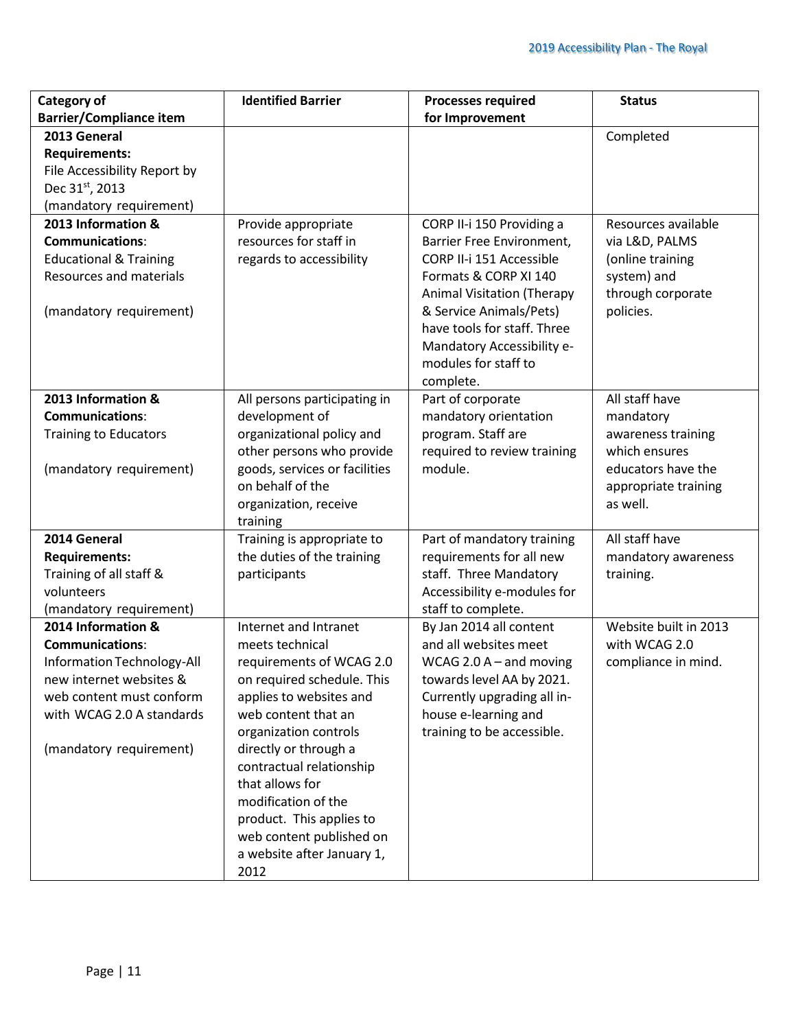| Category of Barrier/Compliance item | Identified Barrier | Processes required for Improvement | Status |
|---|---|---|---|
| **2013 General Requirements:** File Accessibility Report by Dec 31st, 2013 (mandatory requirement) | | | Completed |
| **2013 Information & Communications**: Educational & Training Resources and materials (mandatory requirement) | Provide appropriate resources for staff in regards to accessibility | CORP II-i 150 Providing a Barrier Free Environment, CORP II-i 151 Accessible Formats & CORP XI 140 Animal Visitation (Therapy & Service Animals/Pets) have tools for staff. Three Mandatory Accessibility e-modules for staff to complete. | Resources available via L&D, PALMS (online training system) and through corporate policies. |
| **2013 Information & Communications**: Training to Educators (mandatory requirement) | All persons participating in development of organizational policy and other persons who provide goods, services or facilities on behalf of the organization, receive training | Part of corporate mandatory orientation program. Staff are required to review training module. | All staff have mandatory awareness training which ensures educators have the appropriate training as well. |
| **2014 General Requirements:** Training of all staff & volunteers (mandatory requirement) | Training is appropriate to the duties of the training participants | Part of mandatory training requirements for all new staff. Three Mandatory Accessibility e-modules for staff to complete. | All staff have mandatory awareness training. |
| **2014 Information & Communications**: Information Technology-All new internet websites & web content must conform with WCAG 2.0 A standards (mandatory requirement) | Internet and Intranet meets technical requirements of WCAG 2.0 on required schedule. This applies to websites and web content that an organization controls directly or through a contractual relationship that allows for modification of the product. This applies to web content published on a website after January 1, 2012 | By Jan 2014 all content and all websites meet WCAG 2.0 A – and moving towards level AA by 2021. Currently upgrading all in-house e-learning and training to be accessible. | Website built in 2013 with WCAG 2.0 compliance in mind. |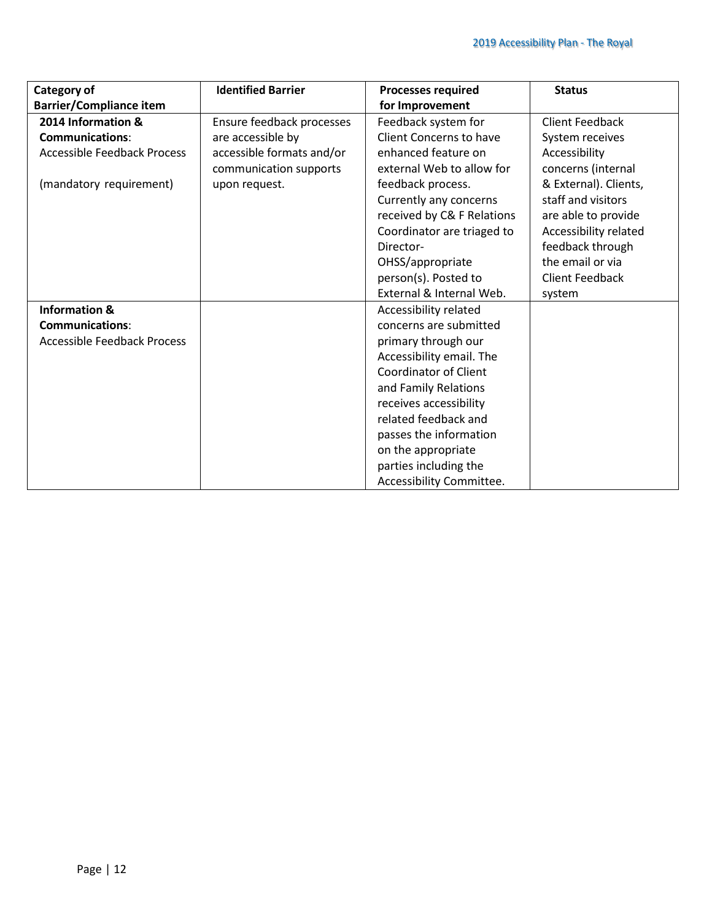| Category of Barrier/Compliance item | Identified Barrier | Processes required for Improvement | Status |
|---|---|---|---|
| **2014 Information & Communications**: Accessible Feedback Process<br><br>(mandatory requirement) | Ensure feedback processes are accessible by accessible formats and/or communication supports upon request. | Feedback system for Client Concerns to have enhanced feature on external Web to allow for feedback process. Currently any concerns received by C& F Relations Coordinator are triaged to Director-OHSS/appropriate person(s). Posted to External & Internal Web. | Client Feedback System receives Accessibility concerns (internal & External). Clients, staff and visitors are able to provide Accessibility related feedback through the email or via Client Feedback system |
| **Information & Communications**: Accessible Feedback Process | | Accessibility related concerns are submitted primary through our Accessibility email. The Coordinator of Client and Family Relations receives accessibility related feedback and passes the information on the appropriate parties including the Accessibility Committee. | |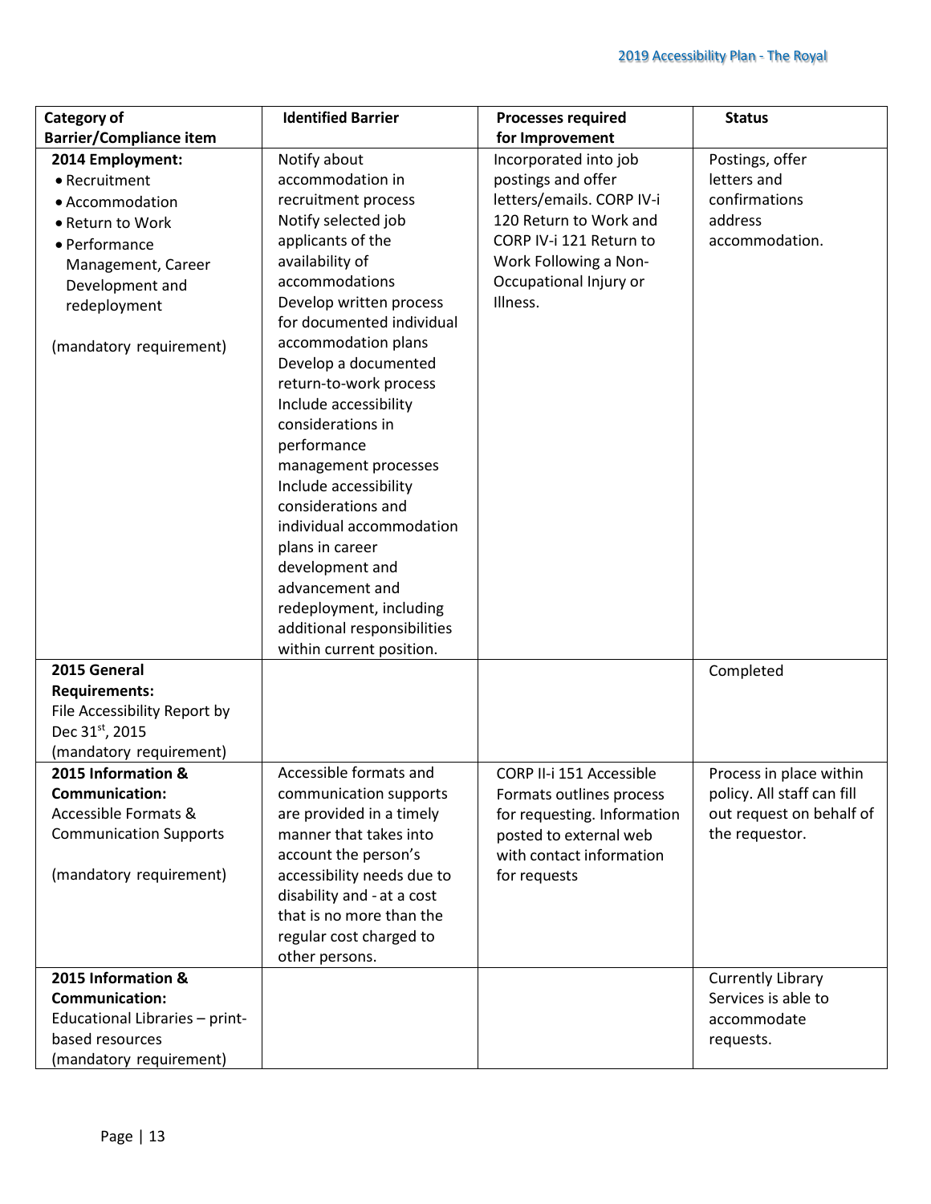| Category of Barrier/Compliance item | Identified Barrier | Processes required for Improvement | Status |
|---|---|---|---|
| **2014 Employment:**<br>• Recruitment<br>• Accommodation<br>• Return to Work<br>• Performance Management, Career Development and redeployment<br><br>(mandatory requirement) | Notify about accommodation in recruitment process<br>Notify selected job applicants of the availability of accommodations<br>Develop written process for documented individual accommodation plans<br>Develop a documented return-to-work process<br>Include accessibility considerations in performance management processes<br>Include accessibility considerations and individual accommodation plans in career development and advancement and redeployment, including additional responsibilities within current position. | Incorporated into job postings and offer letters/emails. CORP IV-i 120 Return to Work and CORP IV-i 121 Return to Work Following a Non-Occupational Injury or Illness. | Postings, offer letters and confirmations address accommodation. |
| **2015 General Requirements:**<br>File Accessibility Report by Dec 31st, 2015<br>(mandatory requirement) | | | Completed |
| **2015 Information & Communication:**<br>Accessible Formats & Communication Supports<br><br>(mandatory requirement) | Accessible formats and communication supports are provided in a timely manner that takes into account the person's accessibility needs due to disability and - at a cost that is no more than the regular cost charged to other persons. | CORP II-i 151 Accessible Formats outlines process for requesting. Information posted to external web with contact information for requests | Process in place within policy. All staff can fill out request on behalf of the requestor. |
| **2015 Information & Communication:**<br>Educational Libraries – print-based resources<br>(mandatory requirement) | | | Currently Library Services is able to accommodate requests. |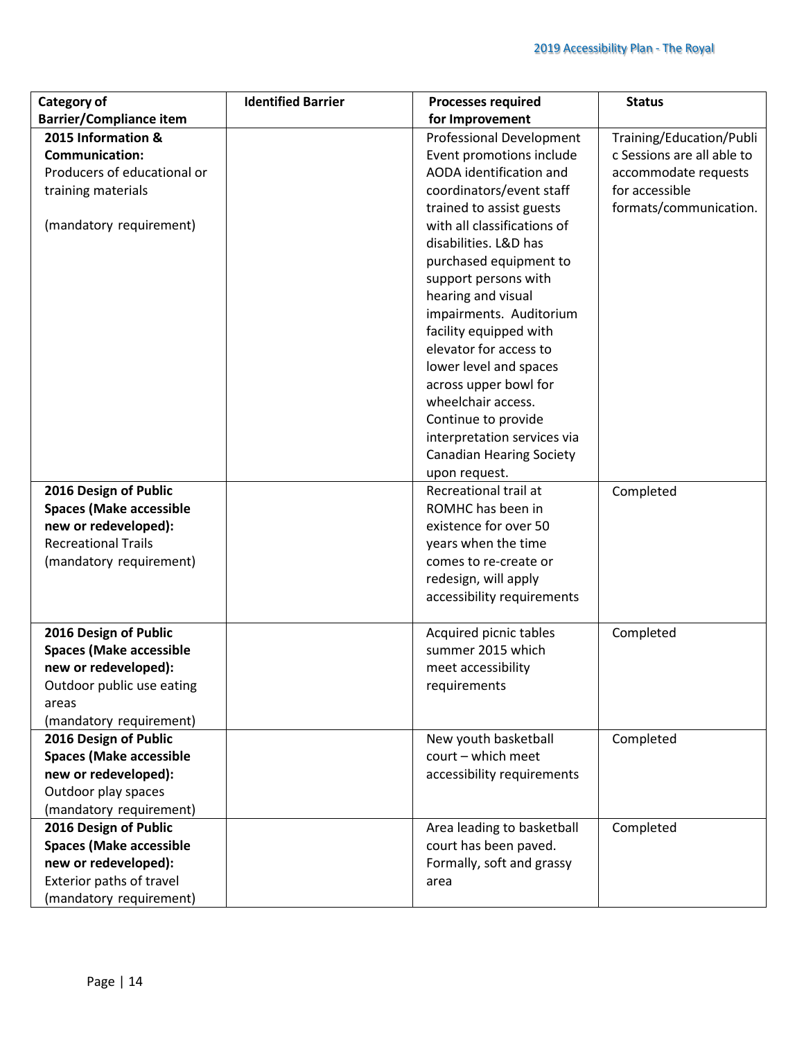| Category of Barrier/Compliance item | Identified Barrier | Processes required for Improvement | Status |
|---|---|---|---|
| **2015 Information & Communication:** Producers of educational or training materials (mandatory requirement) | | Professional Development Event promotions include AODA identification and coordinators/event staff trained to assist guests with all classifications of disabilities. L&D has purchased equipment to support persons with hearing and visual impairments. Auditorium facility equipped with elevator for access to lower level and spaces across upper bowl for wheelchair access. Continue to provide interpretation services via Canadian Hearing Society upon request. | Training/Education/Public Sessions are all able to accommodate requests for accessible formats/communication. |
| **2016 Design of Public Spaces (Make accessible new or redeveloped):** Recreational Trails (mandatory requirement) | | Recreational trail at ROMHC has been in existence for over 50 years when the time comes to re-create or redesign, will apply accessibility requirements | Completed |
| **2016 Design of Public Spaces (Make accessible new or redeveloped):** Outdoor public use eating areas (mandatory requirement) | | Acquired picnic tables summer 2015 which meet accessibility requirements | Completed |
| **2016 Design of Public Spaces (Make accessible new or redeveloped):** Outdoor play spaces (mandatory requirement) | | New youth basketball court – which meet accessibility requirements | Completed |
| **2016 Design of Public Spaces (Make accessible new or redeveloped):** Exterior paths of travel (mandatory requirement) | | Area leading to basketball court has been paved. Formally, soft and grassy area | Completed |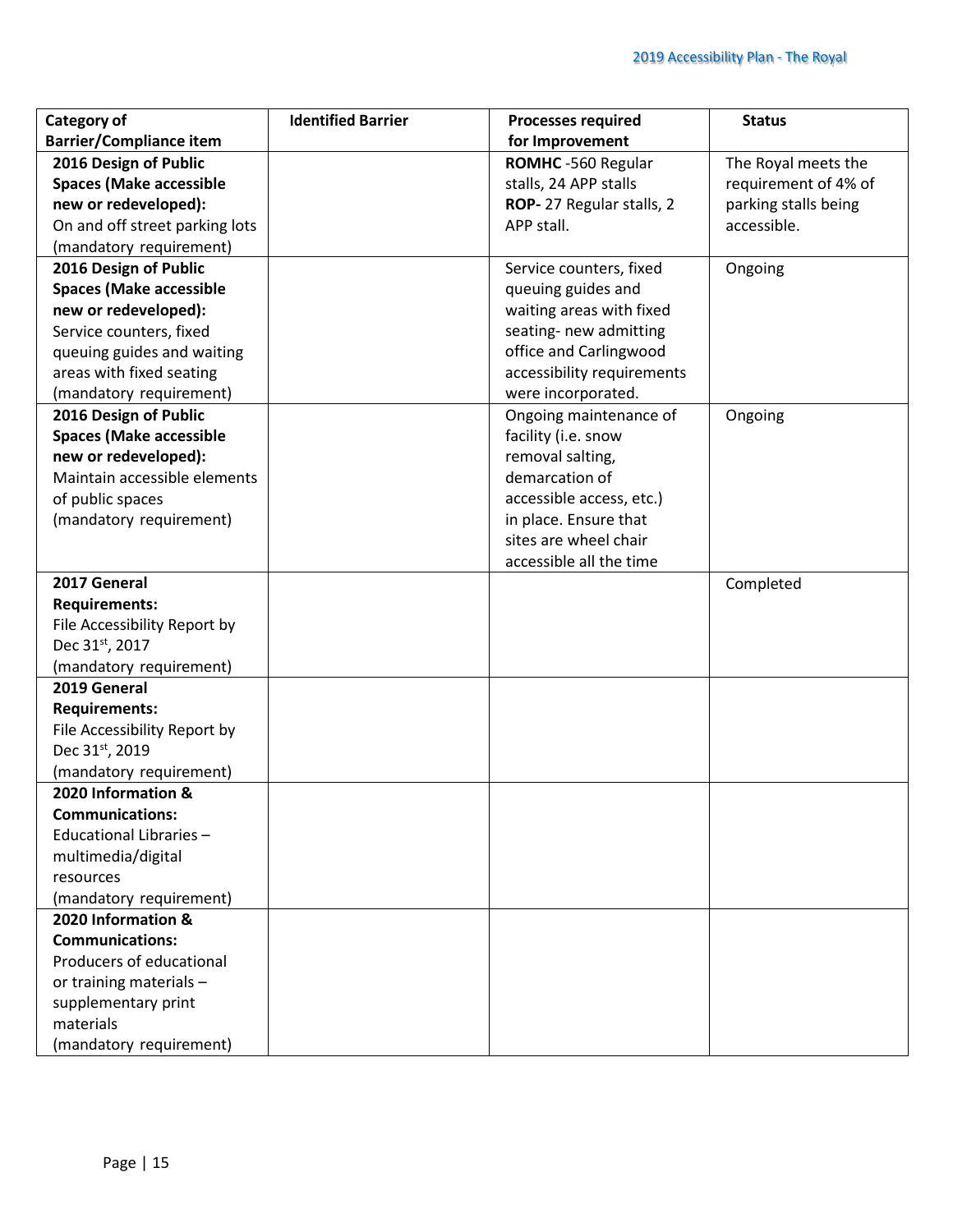| Category of Barrier/Compliance item | Identified Barrier | Processes required for Improvement | Status |
|---|---|---|---|
| **2016 Design of Public Spaces (Make accessible new or redeveloped):** On and off street parking lots (mandatory requirement) | | **ROMHC** -560 Regular stalls, 24 APP stalls **ROP-** 27 Regular stalls, 2 APP stall. | The Royal meets the requirement of 4% of parking stalls being accessible. |
| **2016 Design of Public Spaces (Make accessible new or redeveloped):** Service counters, fixed queuing guides and waiting areas with fixed seating (mandatory requirement) | | Service counters, fixed queuing guides and waiting areas with fixed seating- new admitting office and Carlingwood accessibility requirements were incorporated. | Ongoing |
| **2016 Design of Public Spaces (Make accessible new or redeveloped):** Maintain accessible elements of public spaces (mandatory requirement) | | Ongoing maintenance of facility (i.e. snow removal salting, demarcation of accessible access, etc.) in place. Ensure that sites are wheel chair accessible all the time | Ongoing |
| **2017 General Requirements:** File Accessibility Report by Dec 31st, 2017 (mandatory requirement) | | | Completed |
| **2019 General Requirements:** File Accessibility Report by Dec 31st, 2019 (mandatory requirement) | | | |
| **2020 Information & Communications:** Educational Libraries – multimedia/digital resources (mandatory requirement) | | | |
| **2020 Information & Communications:** Producers of educational or training materials – supplementary print materials (mandatory requirement) | | | |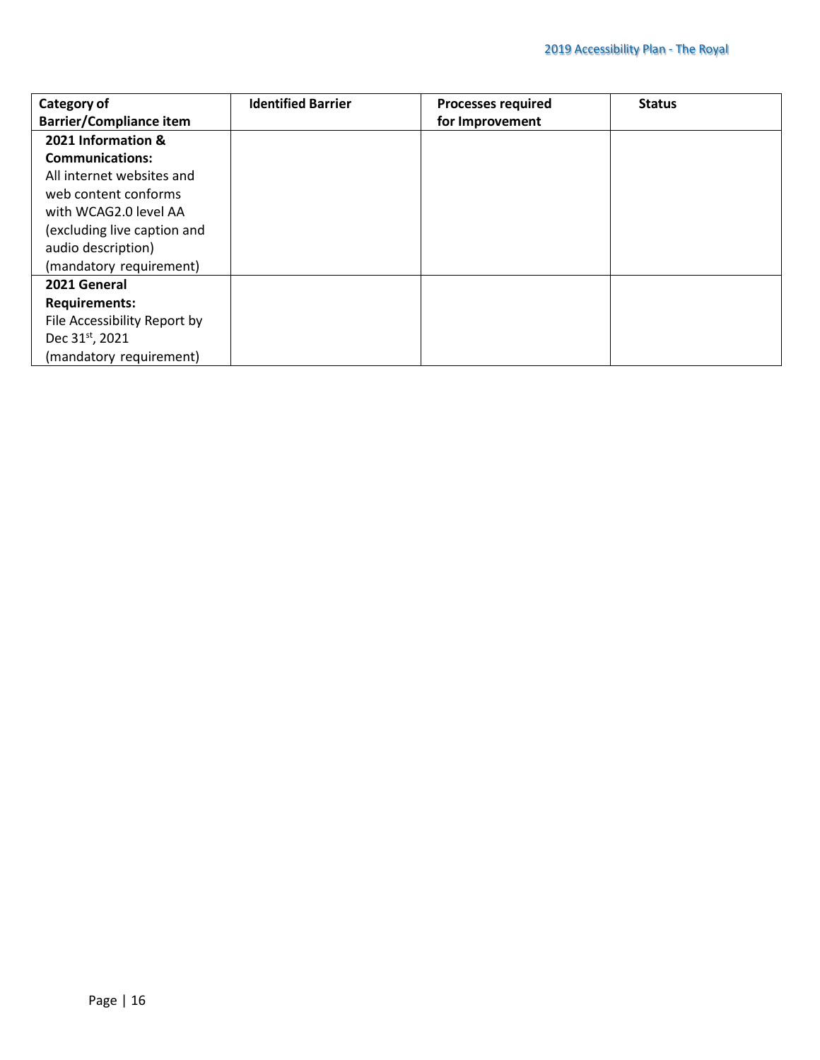| Category of Barrier/Compliance item | Identified Barrier | Processes required for Improvement | Status |
| --- | --- | --- | --- |
| **2021 Information & Communications:** All internet websites and web content conforms with WCAG2.0 level AA (excluding live caption and audio description) (mandatory requirement) | | | |
| **2021 General Requirements:** File Accessibility Report by Dec 31st, 2021 (mandatory requirement) | | | |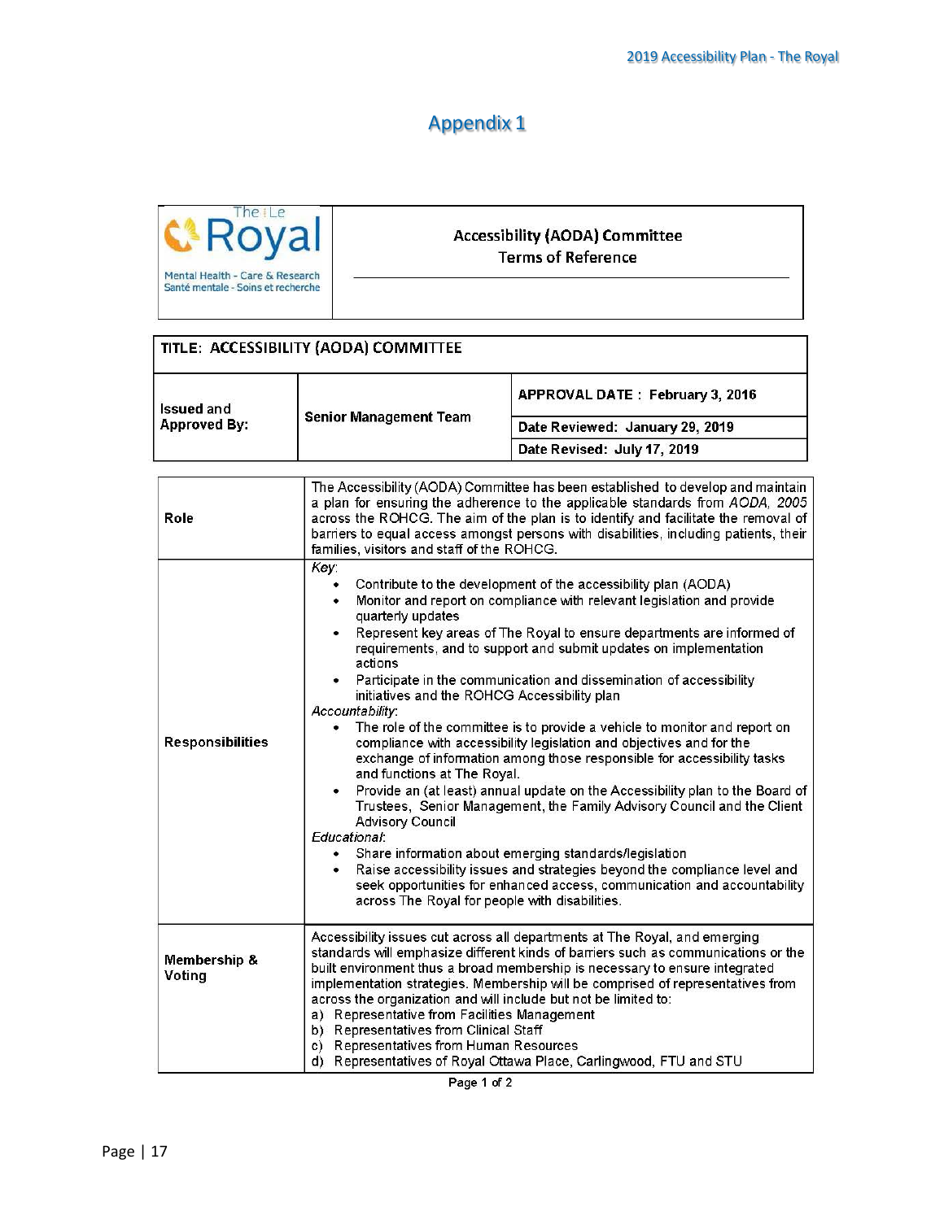# Appendix 1

| The Royal — Mental Health - Care & Research / Santé mentale - Soins et recherche | Accessibility (AODA) Committee<br>Terms of Reference |
|---|---|

| TITLE: ACCESSIBILITY (AODA) COMMITTEE | | |
|---|---|---|
| Issued and Approved By: | Senior Management Team | APPROVAL DATE : February 3, 2016 |
| | | Date Reviewed: January 29, 2019 |
| | | Date Revised: July 17, 2019 |

| | |
|---|---|
| **Role** | The Accessibility (AODA) Committee has been established to develop and maintain a plan for ensuring the adherence to the applicable standards from *AODA, 2005* across the ROHCG. The aim of the plan is to identify and facilitate the removal of barriers to equal access amongst persons with disabilities, including patients, their families, visitors and staff of the ROHCG. |
| **Responsibilities** | *Key*:<br>• Contribute to the development of the accessibility plan (AODA)<br>• Monitor and report on compliance with relevant legislation and provide quarterly updates<br>• Represent key areas of The Royal to ensure departments are informed of requirements, and to support and submit updates on implementation actions<br>• Participate in the communication and dissemination of accessibility initiatives and the ROHCG Accessibility plan<br>*Accountability*:<br>• The role of the committee is to provide a vehicle to monitor and report on compliance with accessibility legislation and objectives and for the exchange of information among those responsible for accessibility tasks and functions at The Royal.<br>• Provide an (at least) annual update on the Accessibility plan to the Board of Trustees, Senior Management, the Family Advisory Council and the Client Advisory Council<br>*Educational*:<br>• Share information about emerging standards/legislation<br>• Raise accessibility issues and strategies beyond the compliance level and seek opportunities for enhanced access, communication and accountability across The Royal for people with disabilities. |
| **Membership & Voting** | Accessibility issues cut across all departments at The Royal, and emerging standards will emphasize different kinds of barriers such as communications or the built environment thus a broad membership is necessary to ensure integrated implementation strategies. Membership will be comprised of representatives from across the organization and will include but not be limited to:<br>a) Representative from Facilities Management<br>b) Representatives from Clinical Staff<br>c) Representatives from Human Resources<br>d) Representatives of Royal Ottawa Place, Carlingwood, FTU and STU |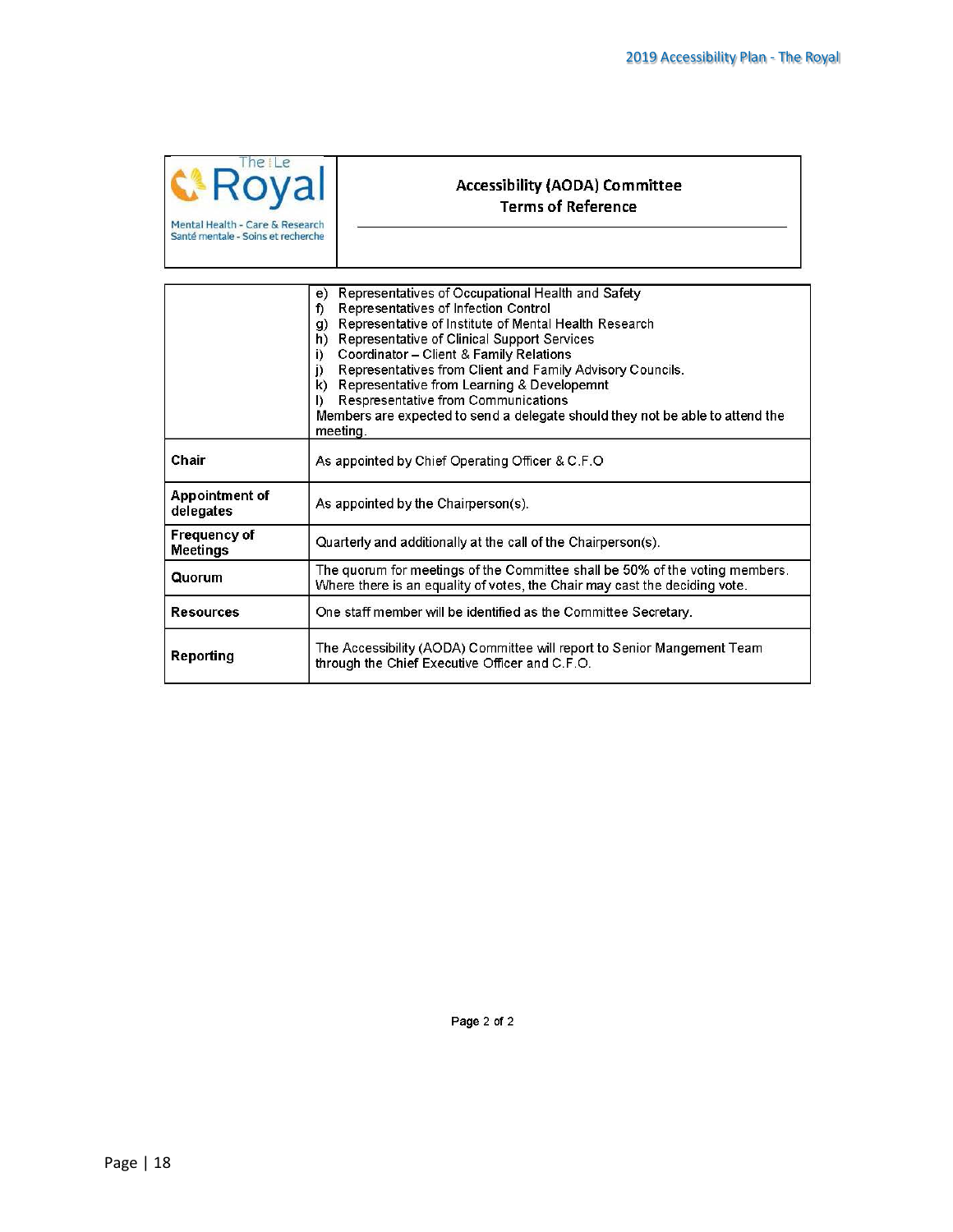| The Royal – Mental Health - Care & Research / Santé mentale - Soins et recherche | **Accessibility (AODA) Committee**<br>**Terms of Reference** |
|---|---|

| | |
|---|---|
| | e) Representatives of Occupational Health and Safety<br>f) Representatives of Infection Control<br>g) Representative of Institute of Mental Health Research<br>h) Representative of Clinical Support Services<br>i) Coordinator – Client & Family Relations<br>j) Representatives from Client and Family Advisory Councils.<br>k) Representative from Learning & Developemnt<br>l) Respresentative from Communications<br>Members are expected to send a delegate should they not be able to attend the meeting. |
| **Chair** | As appointed by Chief Operating Officer & C.F.O |
| **Appointment of delegates** | As appointed by the Chairperson(s). |
| **Frequency of Meetings** | Quarterly and additionally at the call of the Chairperson(s). |
| **Quorum** | The quorum for meetings of the Committee shall be 50% of the voting members. Where there is an equality of votes, the Chair may cast the deciding vote. |
| **Resources** | One staff member will be identified as the Committee Secretary. |
| **Reporting** | The Accessibility (AODA) Committee will report to Senior Mangement Team through the Chief Executive Officer and C.F.O. |